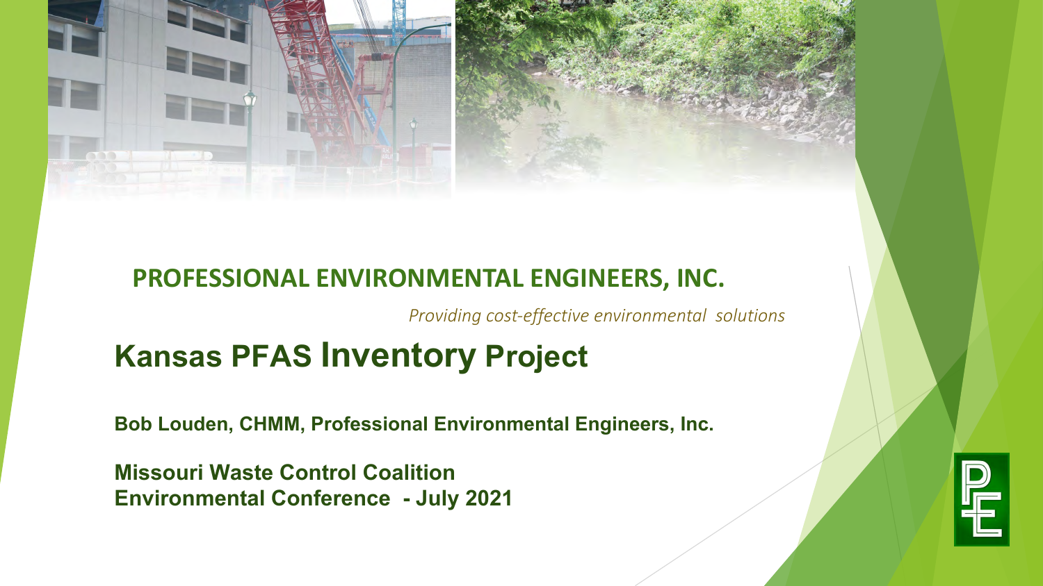**PROFESSIONAL ENVIRONMENTAL ENGINEERS, INC.**

*Providing cost-effective environmental solutions*

# Kansas PFAS Inventory Project

**Bob Louden, CHMM, Professional Environmental Engineers, Inc.**

**Missouri Waste Control Coalition**
**Environmental Conference - July 2021**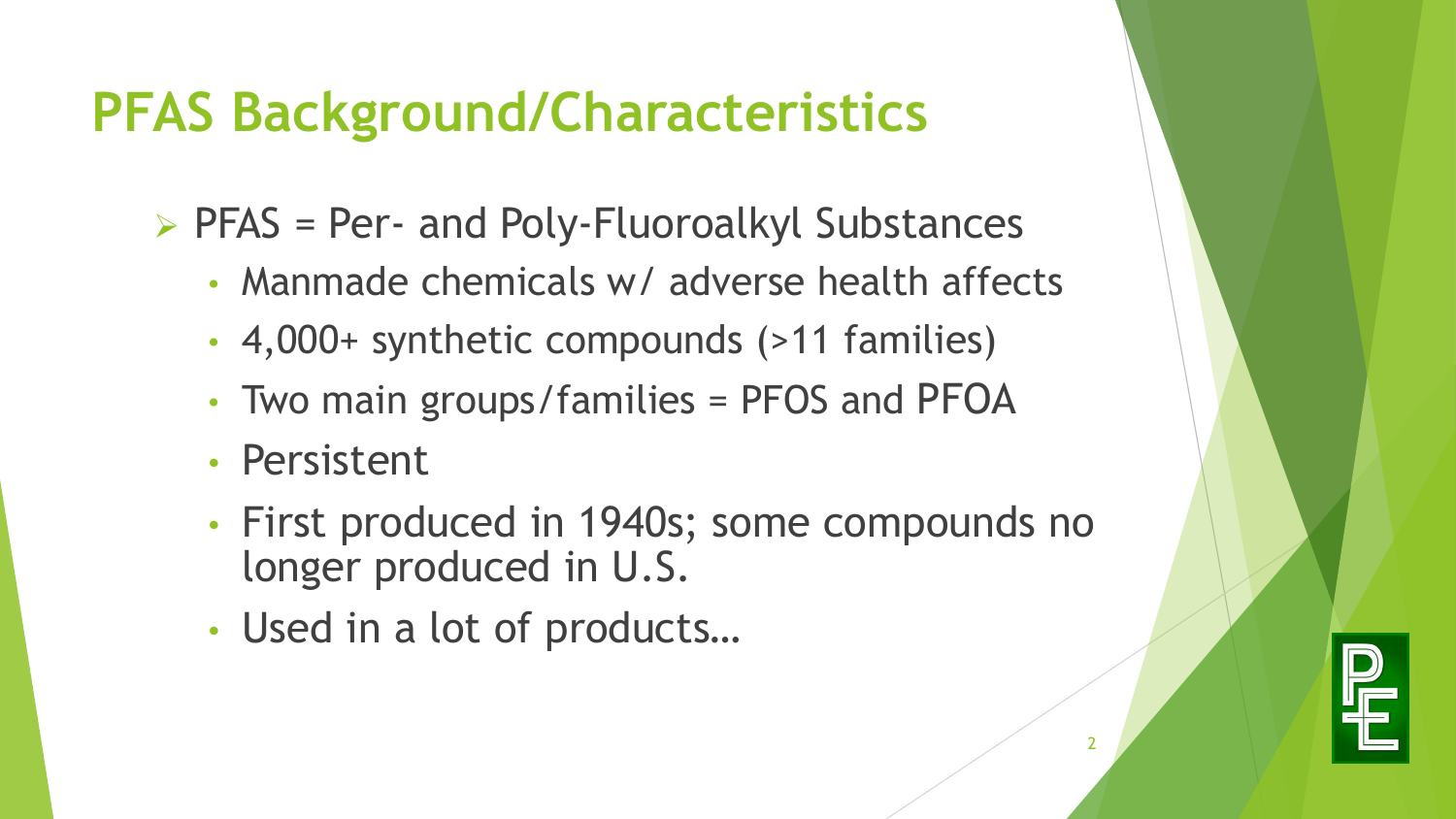# PFAS Background/Characteristics

- PFAS = Per- and Poly-Fluoroalkyl Substances
  - Manmade chemicals w/ adverse health affects
  - 4,000+ synthetic compounds (>11 families)
  - Two main groups/families = PFOS and PFOA
  - Persistent
  - First produced in 1940s; some compounds no longer produced in U.S.
  - Used in a lot of products…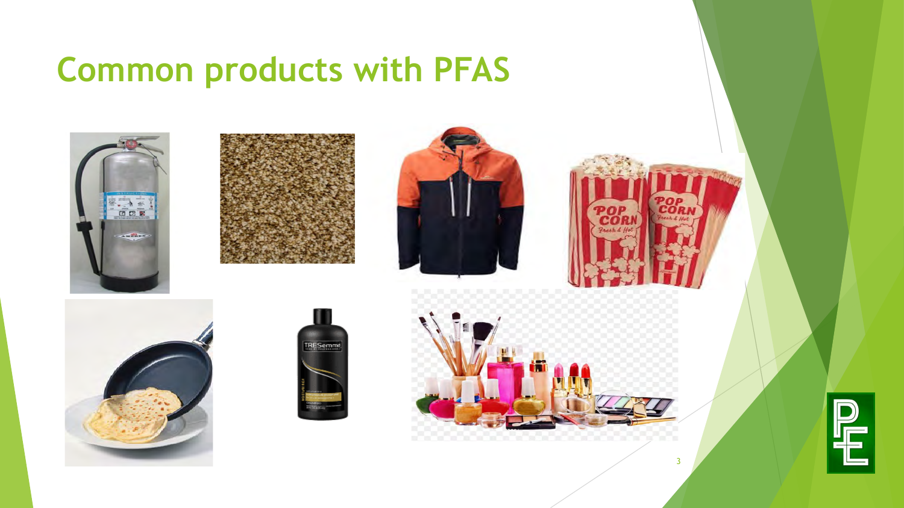# Common products with PFAS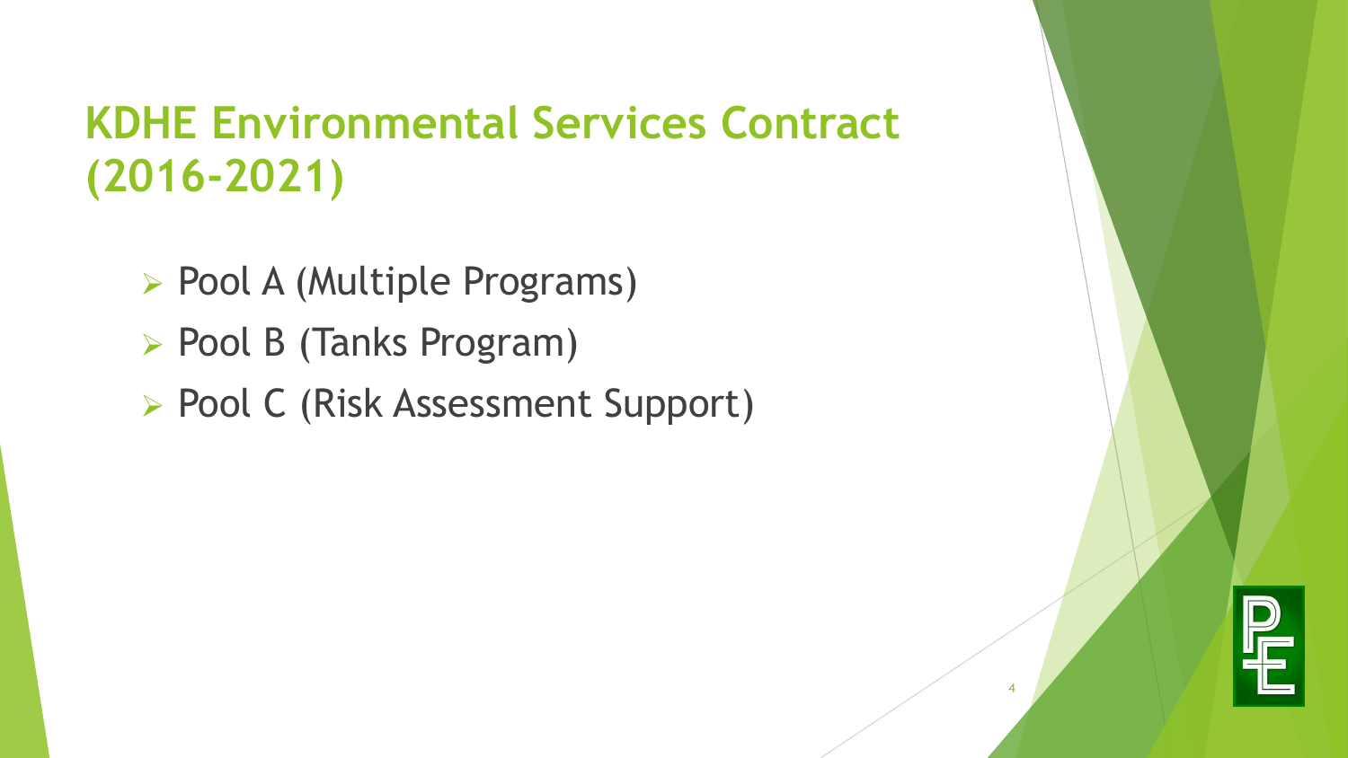# KDHE Environmental Services Contract (2016-2021)

- Pool A (Multiple Programs)
- Pool B (Tanks Program)
- Pool C (Risk Assessment Support)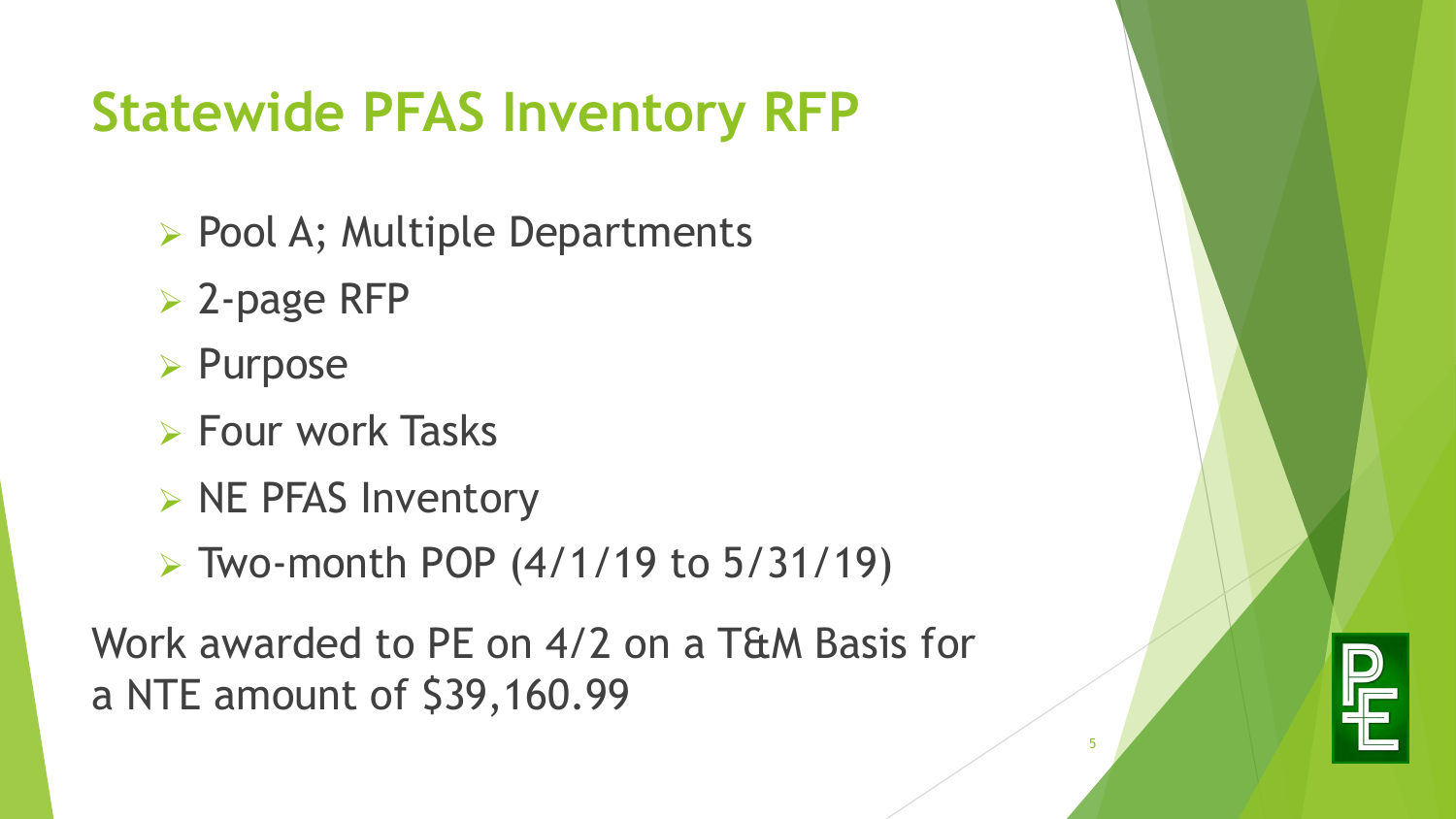# Statewide PFAS Inventory RFP

- Pool A; Multiple Departments
- 2-page RFP
- Purpose
- Four work Tasks
- NE PFAS Inventory
- Two-month POP (4/1/19 to 5/31/19)

Work awarded to PE on 4/2 on a T&M Basis for a NTE amount of $39,160.99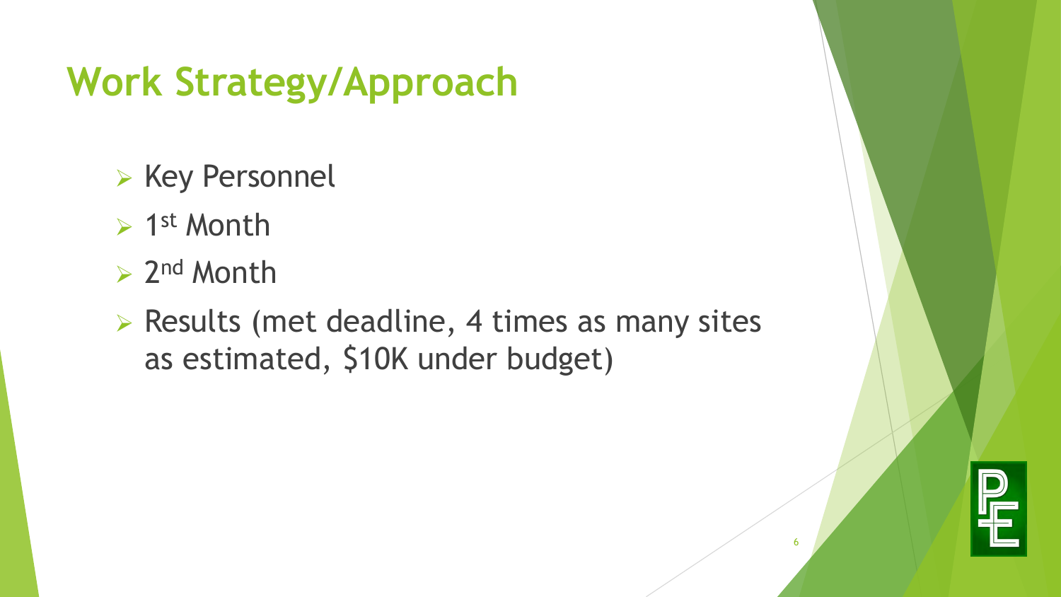# Work Strategy/Approach

- Key Personnel
- 1st Month
- 2nd Month
- Results (met deadline, 4 times as many sites as estimated, $10K under budget)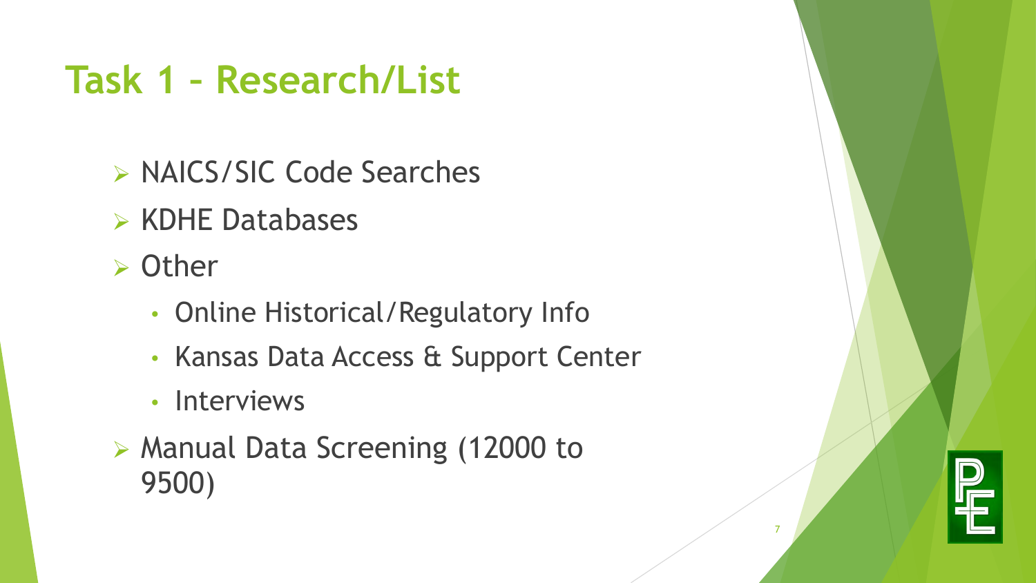# Task 1 – Research/List

- NAICS/SIC Code Searches
- KDHE Databases
- Other
  - Online Historical/Regulatory Info
  - Kansas Data Access & Support Center
  - Interviews
- Manual Data Screening (12000 to 9500)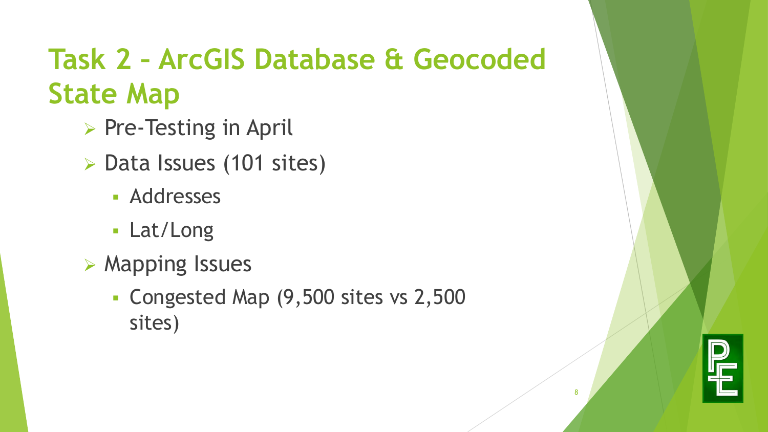# Task 2 – ArcGIS Database & Geocoded State Map

- Pre-Testing in April
- Data Issues (101 sites)
  - Addresses
  - Lat/Long
- Mapping Issues
  - Congested Map (9,500 sites vs 2,500 sites)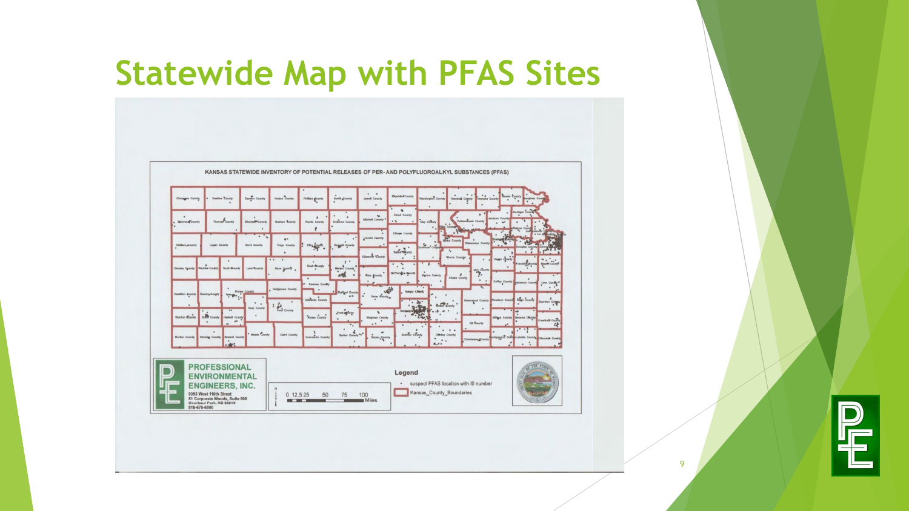# Statewide Map with PFAS Sites

KANSAS STATEWIDE INVENTORY OF POTENTIAL RELEASES OF PER- AND POLYFLUOROALKYL SUBSTANCES (PFAS)

PROFESSIONAL ENVIRONMENTAL ENGINEERS, INC.
9393 West 110th Street
51 Corporate Woods, Suite 500
Overland Park, KS 66210
816-675-6600

0 12.5 25 50 75 100 Miles

Legend
- suspect PFAS location with ID number
- Kansas_County_Boundaries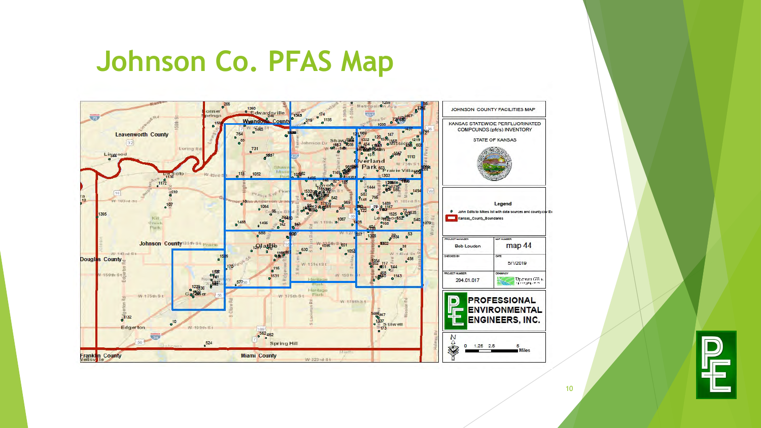# Johnson Co. PFAS Map

JOHNSON COUNTY FACILITIES MAP

KANSAS STATEWIDE PERFLUORINATED COMPOUNDS (pfc's) INVENTORY

STATE OF KANSAS

**Legend**

- John Edits to Mikes list with data sources and county.csv Ev
- Kansas_County_Boundaries

| PROJECT MANAGER | MAP NUMBER |
| --- | --- |
| Bob Louden | map 44 |
| CHECKED BY | DATE |
| | 5/1/2019 |
| PROJECT NUMBER | DRAWN BY |
| 204.01.017 | Upstream GIS |

PROFESSIONAL ENVIRONMENTAL ENGINEERS, INC.

0 1.25 2.5 5 Miles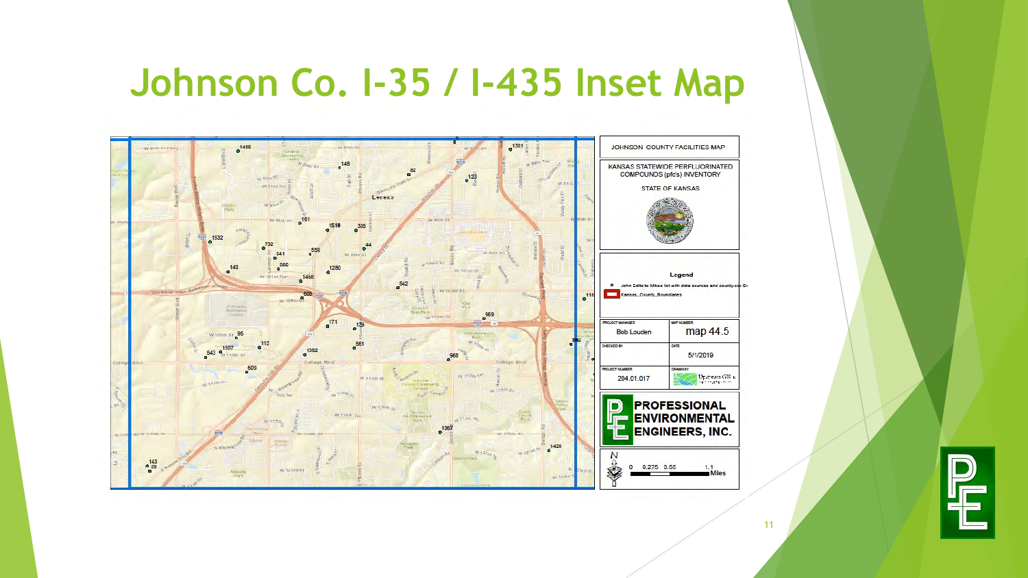# Johnson Co. I-35 / I-435 Inset Map

JOHNSON COUNTY FACILITIES MAP

KANSAS STATEWIDE PERFLUORINATED COMPOUNDS (pfc's) INVENTORY

STATE OF KANSAS

Legend

John Edits to Mikes list with data sources and county.csv Ev

Kansas_County_Boundaries

| PROJECT MANAGER | MAP NUMBER |
| --- | --- |
| Bob Louden | map 44.5 |
| CHECKED BY | DATE |
| | 5/1/2019 |
| PROJECT NUMBER | DRAWN BY |
| 204.01.017 | Upstream GIS |

PROFESSIONAL ENVIRONMENTAL ENGINEERS, INC.

0 0.275 0.55 1.1 Miles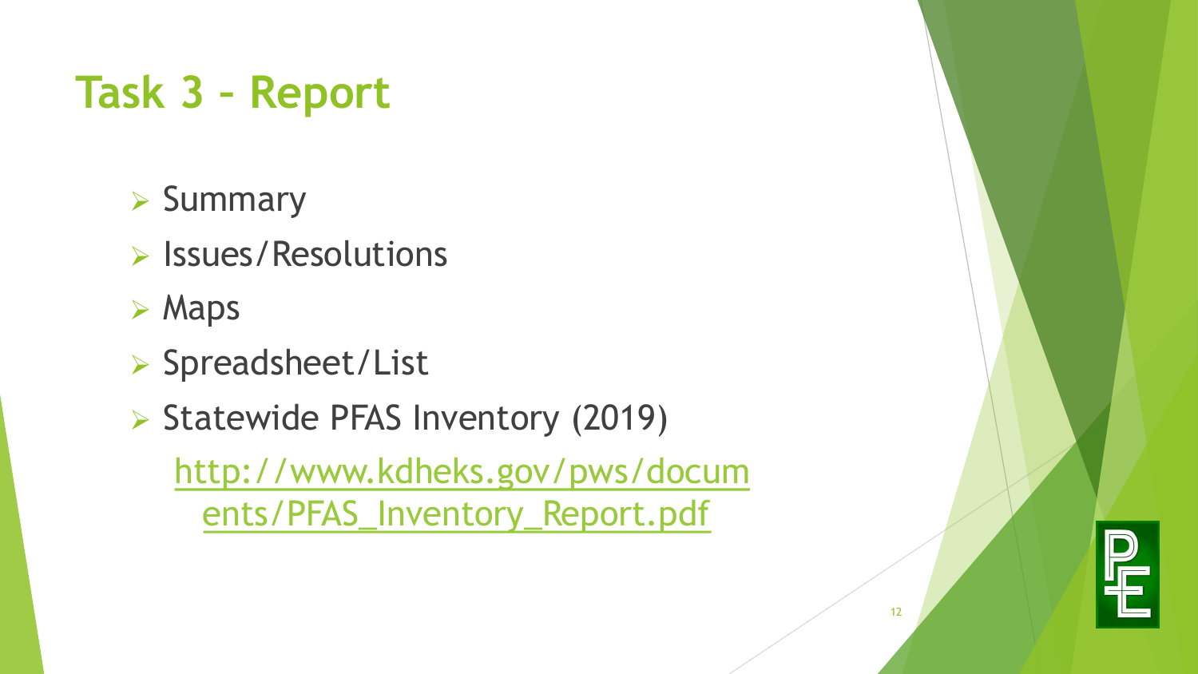# Task 3 – Report

- Summary
- Issues/Resolutions
- Maps
- Spreadsheet/List
- Statewide PFAS Inventory (2019)

  [http://www.kdheks.gov/pws/documents/PFAS_Inventory_Report.pdf](http://www.kdheks.gov/pws/documents/PFAS_Inventory_Report.pdf)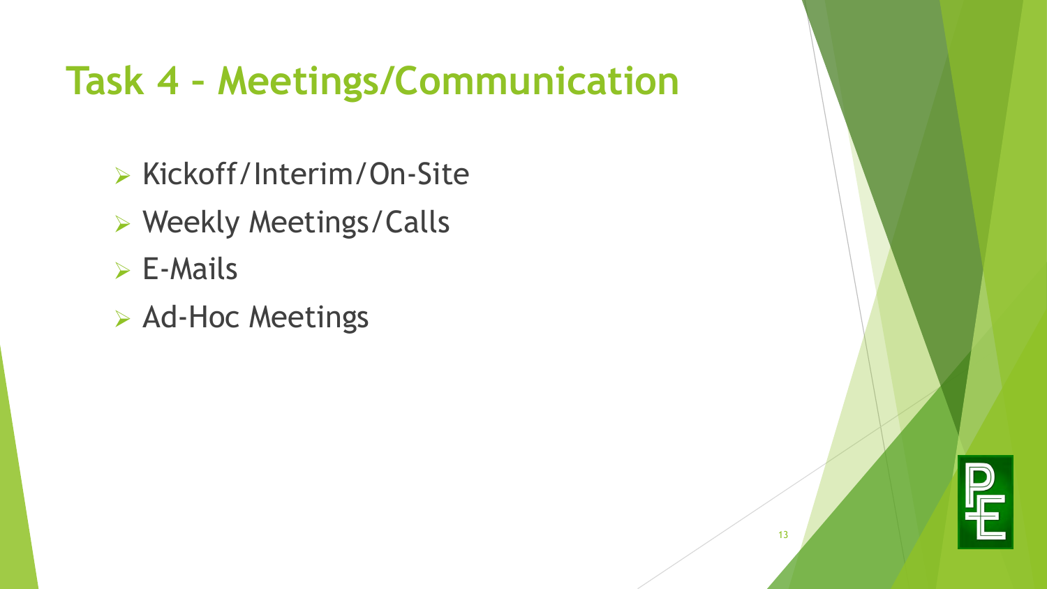# Task 4 – Meetings/Communication

- Kickoff/Interim/On-Site
- Weekly Meetings/Calls
- E-Mails
- Ad-Hoc Meetings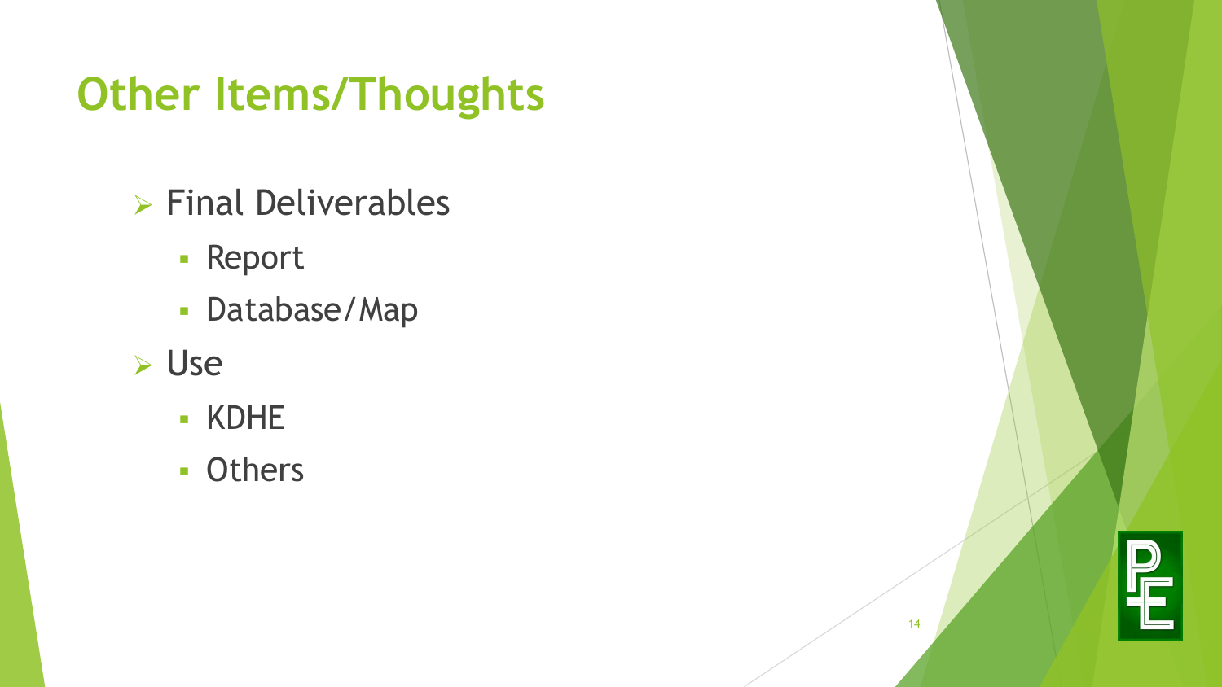# Other Items/Thoughts

- Final Deliverables
  - Report
  - Database/Map
- Use
  - KDHE
  - Others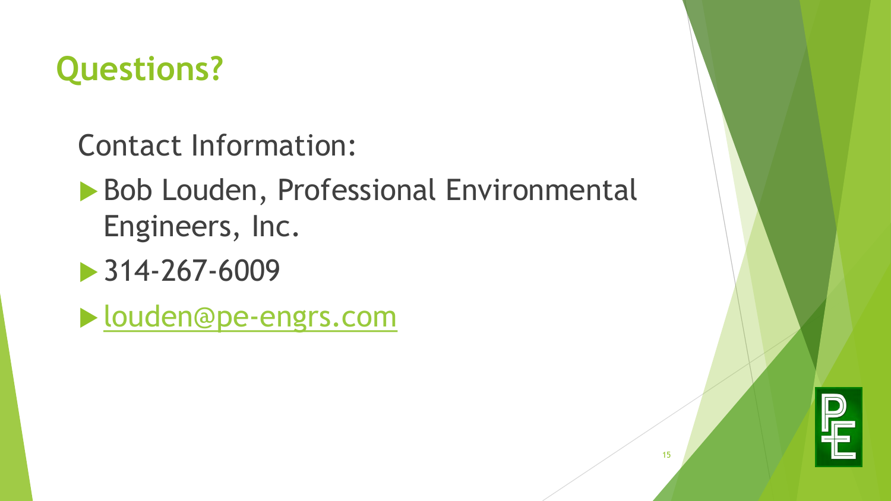# Questions?

Contact Information:

- Bob Louden, Professional Environmental Engineers, Inc.
- 314-267-6009
- louden@pe-engrs.com